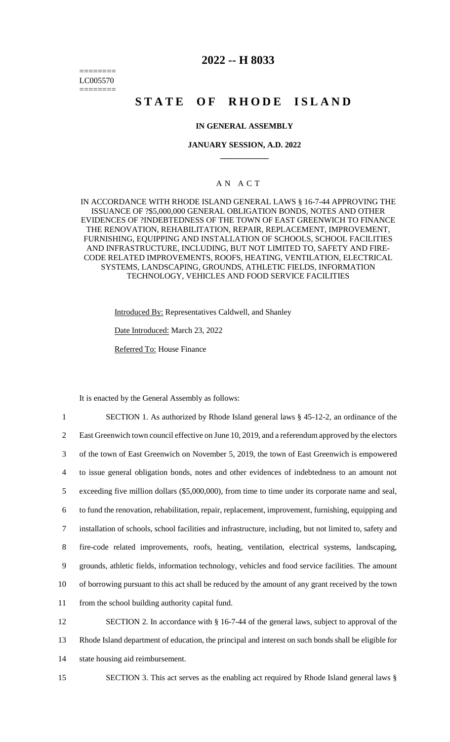========
LC005570
========

# 2022 -- H 8033

# STATE OF RHODE ISLAND

### IN GENERAL ASSEMBLY

### JANUARY SESSION, A.D. 2022

____________

### A N A C T

IN ACCORDANCE WITH RHODE ISLAND GENERAL LAWS § 16-7-44 APPROVING THE ISSUANCE OF ?$5,000,000 GENERAL OBLIGATION BONDS, NOTES AND OTHER EVIDENCES OF ?INDEBTEDNESS OF THE TOWN OF EAST GREENWICH TO FINANCE THE RENOVATION, REHABILITATION, REPAIR, REPLACEMENT, IMPROVEMENT, FURNISHING, EQUIPPING AND INSTALLATION OF SCHOOLS, SCHOOL FACILITIES AND INFRASTRUCTURE, INCLUDING, BUT NOT LIMITED TO, SAFETY AND FIRE-CODE RELATED IMPROVEMENTS, ROOFS, HEATING, VENTILATION, ELECTRICAL SYSTEMS, LANDSCAPING, GROUNDS, ATHLETIC FIELDS, INFORMATION TECHNOLOGY, VEHICLES AND FOOD SERVICE FACILITIES

Introduced By: Representatives Caldwell, and Shanley

Date Introduced: March 23, 2022

Referred To: House Finance

It is enacted by the General Assembly as follows:

1 SECTION 1. As authorized by Rhode Island general laws § 45-12-2, an ordinance of the
2 East Greenwich town council effective on June 10, 2019, and a referendum approved by the electors
3 of the town of East Greenwich on November 5, 2019, the town of East Greenwich is empowered
4 to issue general obligation bonds, notes and other evidences of indebtedness to an amount not
5 exceeding five million dollars ($5,000,000), from time to time under its corporate name and seal,
6 to fund the renovation, rehabilitation, repair, replacement, improvement, furnishing, equipping and
7 installation of schools, school facilities and infrastructure, including, but not limited to, safety and
8 fire-code related improvements, roofs, heating, ventilation, electrical systems, landscaping,
9 grounds, athletic fields, information technology, vehicles and food service facilities. The amount
10 of borrowing pursuant to this act shall be reduced by the amount of any grant received by the town
11 from the school building authority capital fund.

12 SECTION 2. In accordance with § 16-7-44 of the general laws, subject to approval of the
13 Rhode Island department of education, the principal and interest on such bonds shall be eligible for
14 state housing aid reimbursement.

15 SECTION 3. This act serves as the enabling act required by Rhode Island general laws §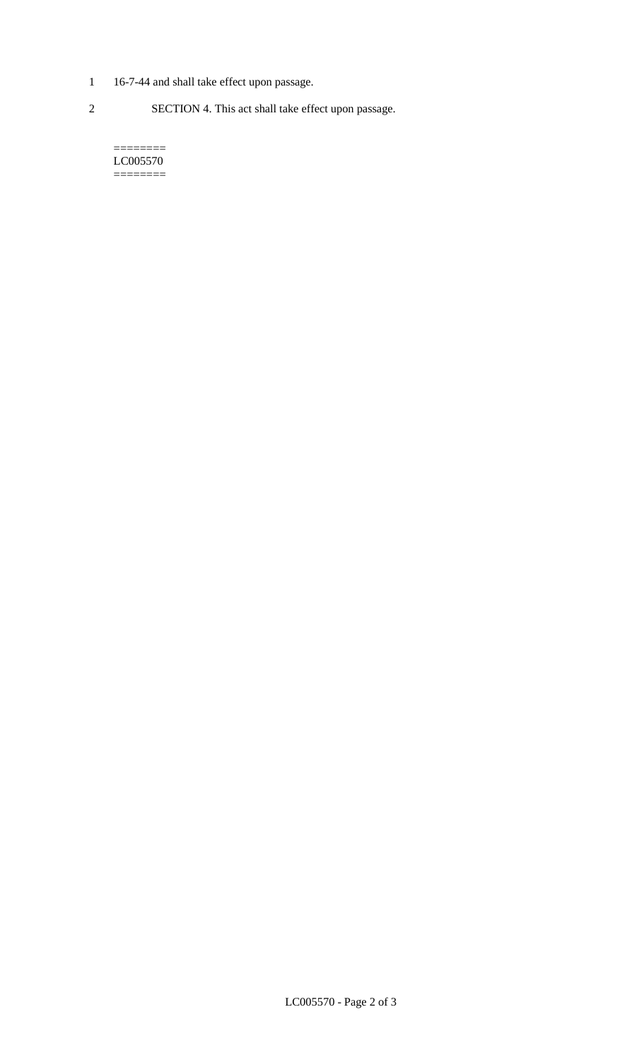16-7-44 and shall take effect upon passage.

SECTION 4. This act shall take effect upon passage.

========
LC005570
========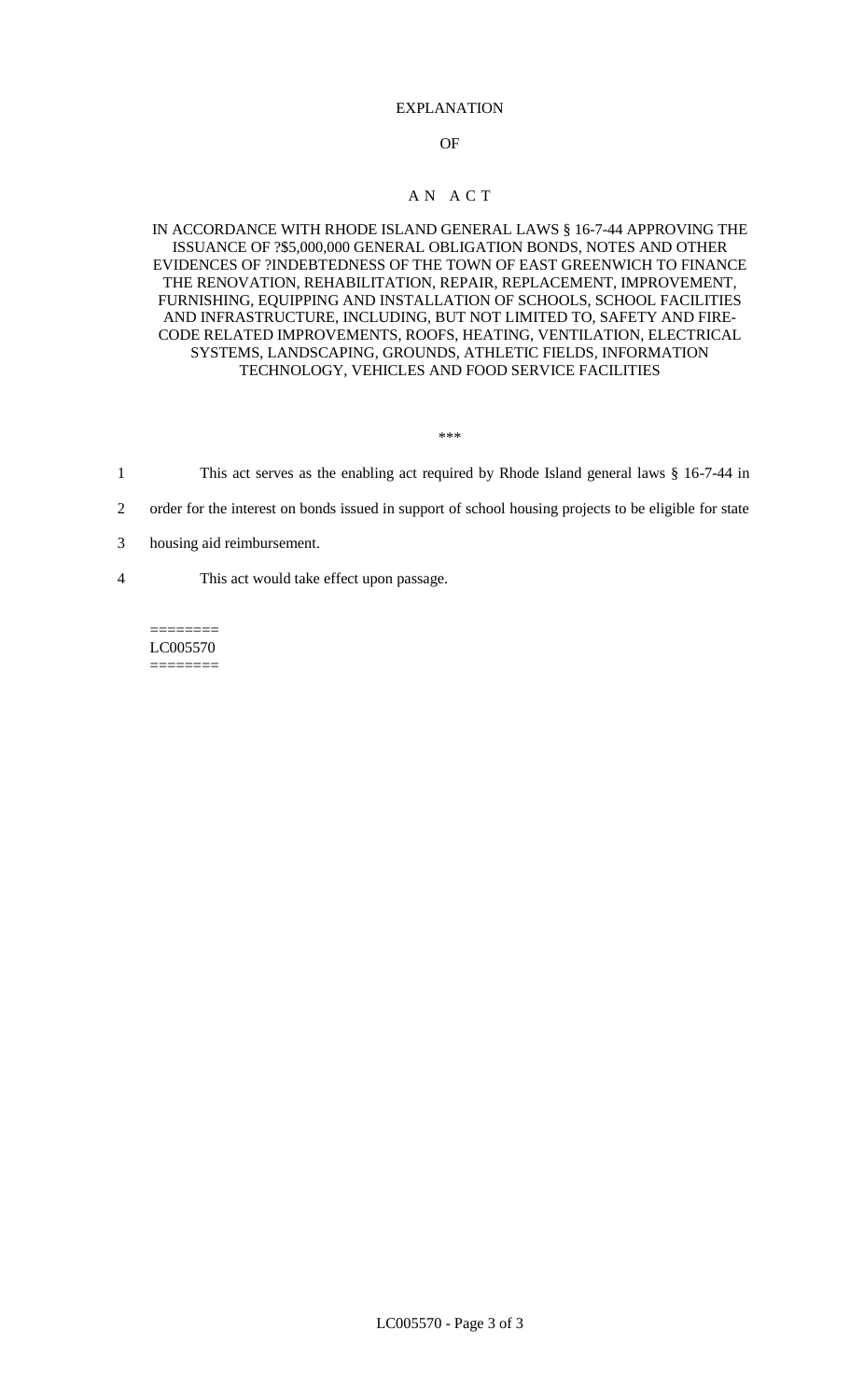EXPLANATION

OF

A N A C T

IN ACCORDANCE WITH RHODE ISLAND GENERAL LAWS § 16-7-44 APPROVING THE ISSUANCE OF ?$5,000,000 GENERAL OBLIGATION BONDS, NOTES AND OTHER EVIDENCES OF ?INDEBTEDNESS OF THE TOWN OF EAST GREENWICH TO FINANCE THE RENOVATION, REHABILITATION, REPAIR, REPLACEMENT, IMPROVEMENT, FURNISHING, EQUIPPING AND INSTALLATION OF SCHOOLS, SCHOOL FACILITIES AND INFRASTRUCTURE, INCLUDING, BUT NOT LIMITED TO, SAFETY AND FIRE-CODE RELATED IMPROVEMENTS, ROOFS, HEATING, VENTILATION, ELECTRICAL SYSTEMS, LANDSCAPING, GROUNDS, ATHLETIC FIELDS, INFORMATION TECHNOLOGY, VEHICLES AND FOOD SERVICE FACILITIES

\*\*\*

1 This act serves as the enabling act required by Rhode Island general laws § 16-7-44 in
2 order for the interest on bonds issued in support of school housing projects to be eligible for state
3 housing aid reimbursement.
4 This act would take effect upon passage.

========
LC005570
========